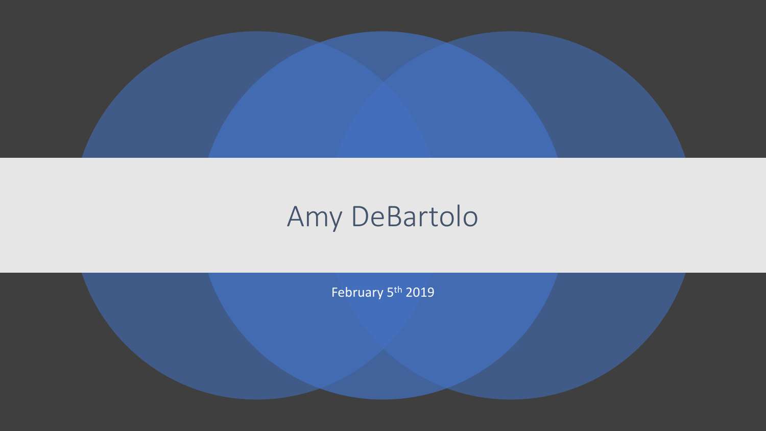# Amy DeBartolo

February 5th 2019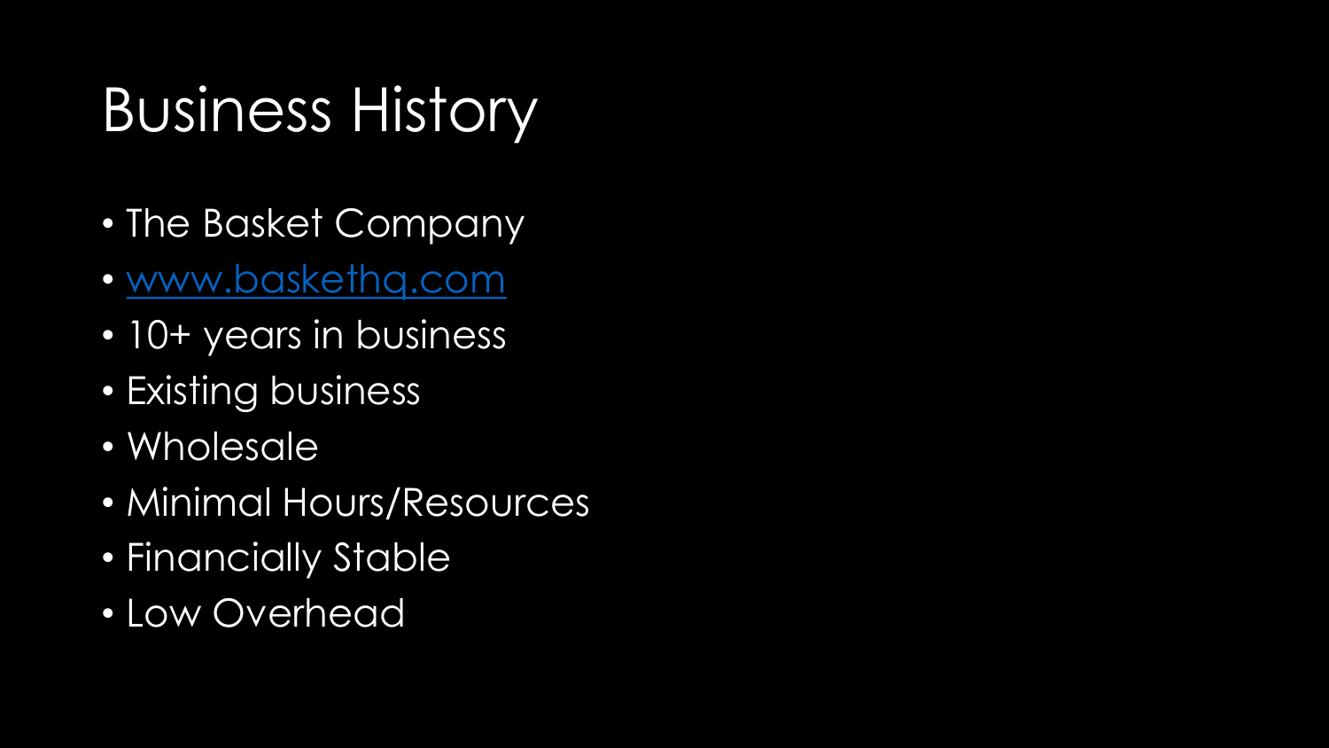# Business History

- The Basket Company
- [www.baskethq.com](http://www.baskethq.com)
- 10+ years in business
- Existing business
- Wholesale
- Minimal Hours/Resources
- Financially Stable
- Low Overhead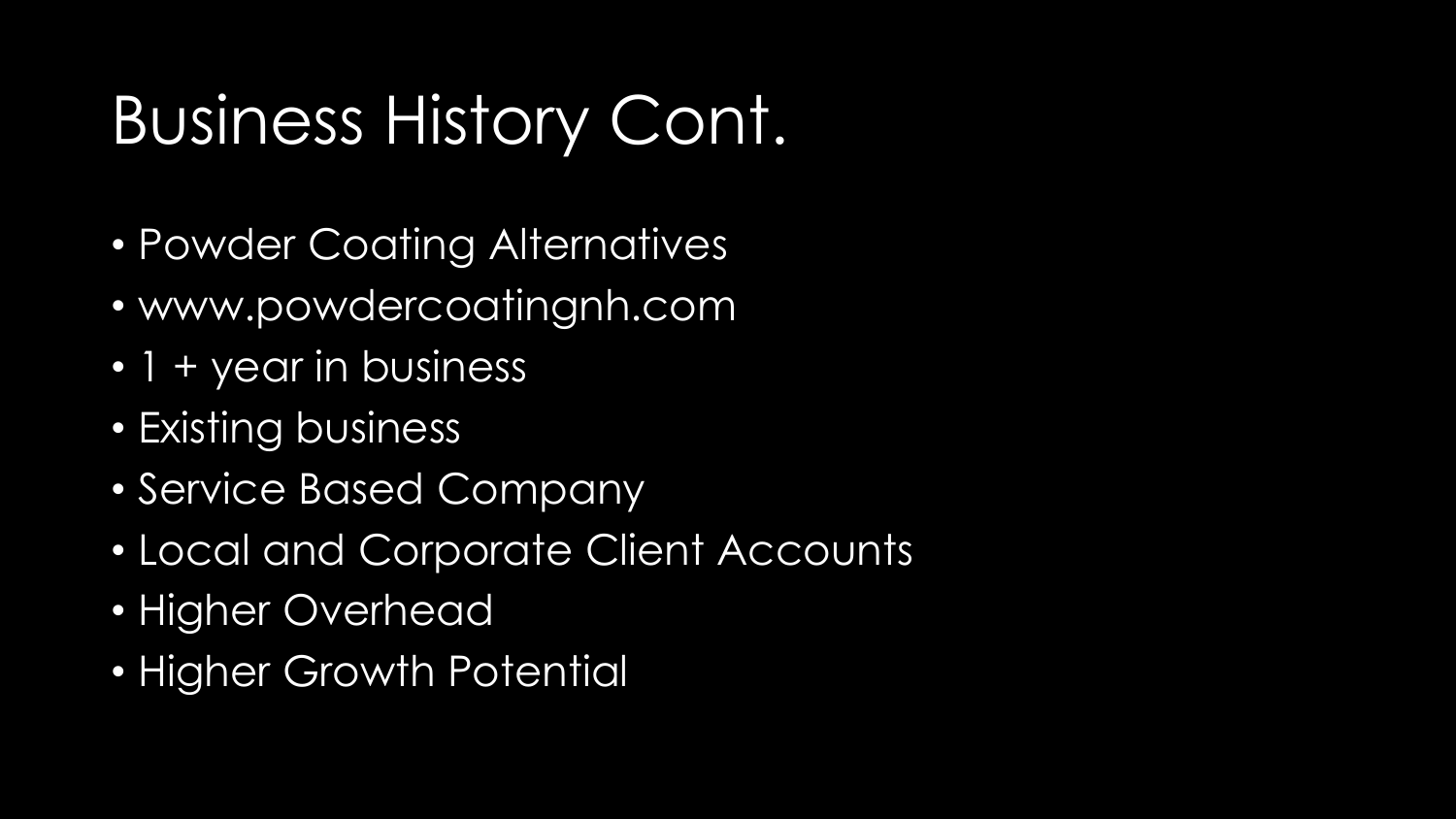# Business History Cont.

- Powder Coating Alternatives
- www.powdercoatingnh.com
- 1 + year in business
- Existing business
- Service Based Company
- Local and Corporate Client Accounts
- Higher Overhead
- Higher Growth Potential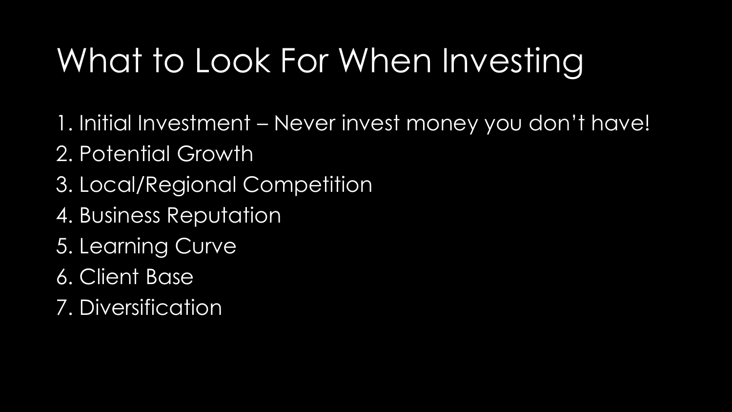# What to Look For When Investing

1. Initial Investment – Never invest money you don't have!
2. Potential Growth
3. Local/Regional Competition
4. Business Reputation
5. Learning Curve
6. Client Base
7. Diversification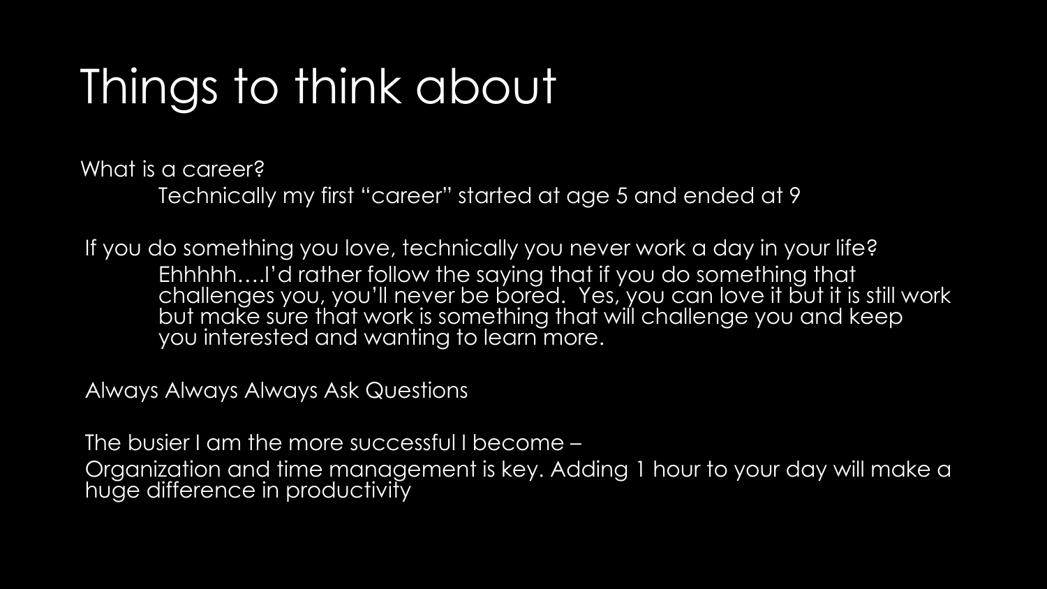# Things to think about

What is a career?

Technically my first "career" started at age 5 and ended at 9

If you do something you love, technically you never work a day in your life?

Ehhhhh….I'd rather follow the saying that if you do something that challenges you, you'll never be bored. Yes, you can love it but it is still work but make sure that work is something that will challenge you and keep you interested and wanting to learn more.

Always Always Always Ask Questions

The busier I am the more successful I become –

Organization and time management is key. Adding 1 hour to your day will make a huge difference in productivity